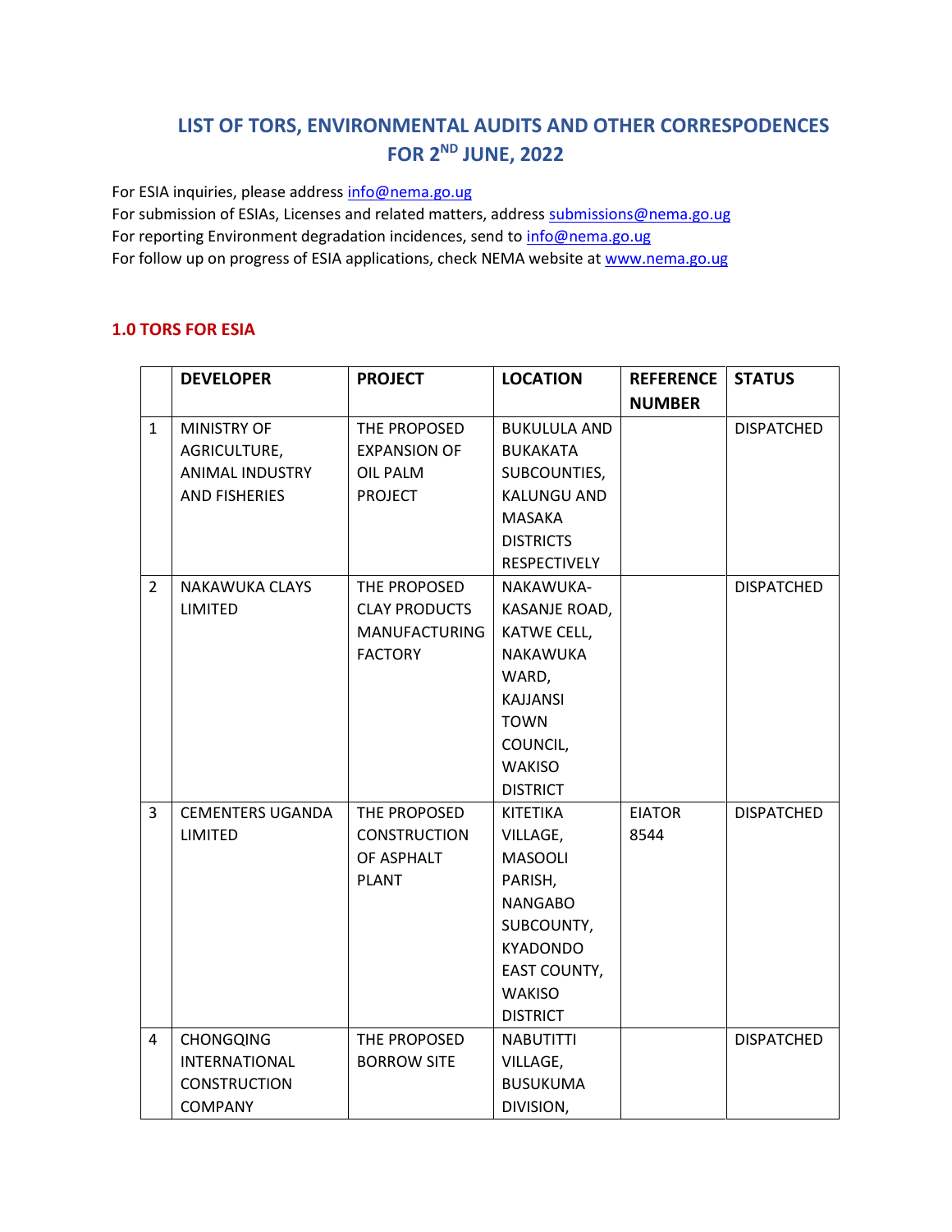# LIST OF TORS, ENVIRONMENTAL AUDITS AND OTHER CORRESPODENCES FOR 2ND JUNE, 2022

For ESIA inquiries, please address info@nema.go.ug
For submission of ESIAs, Licenses and related matters, address submissions@nema.go.ug
For reporting Environment degradation incidences, send to info@nema.go.ug
For follow up on progress of ESIA applications, check NEMA website at www.nema.go.ug

## 1.0 TORS FOR ESIA

| | DEVELOPER | PROJECT | LOCATION | REFERENCE NUMBER | STATUS |
|---|---|---|---|---|---|
| 1 | MINISTRY OF AGRICULTURE, ANIMAL INDUSTRY AND FISHERIES | THE PROPOSED EXPANSION OF OIL PALM PROJECT | BUKULULA AND BUKAKATA SUBCOUNTIES, KALUNGU AND MASAKA DISTRICTS RESPECTIVELY | | DISPATCHED |
| 2 | NAKAWUKA CLAYS LIMITED | THE PROPOSED CLAY PRODUCTS MANUFACTURING FACTORY | NAKAWUKA-KASANJE ROAD, KATWE CELL, NAKAWUKA WARD, KAJJANSI TOWN COUNCIL, WAKISO DISTRICT | | DISPATCHED |
| 3 | CEMENTERS UGANDA LIMITED | THE PROPOSED CONSTRUCTION OF ASPHALT PLANT | KITETIKA VILLAGE, MASOOLI PARISH, NANGABO SUBCOUNTY, KYADONDO EAST COUNTY, WAKISO DISTRICT | EIATOR 8544 | DISPATCHED |
| 4 | CHONGQING INTERNATIONAL CONSTRUCTION COMPANY | THE PROPOSED BORROW SITE | NABUTITTI VILLAGE, BUSUKUMA DIVISION, | | DISPATCHED |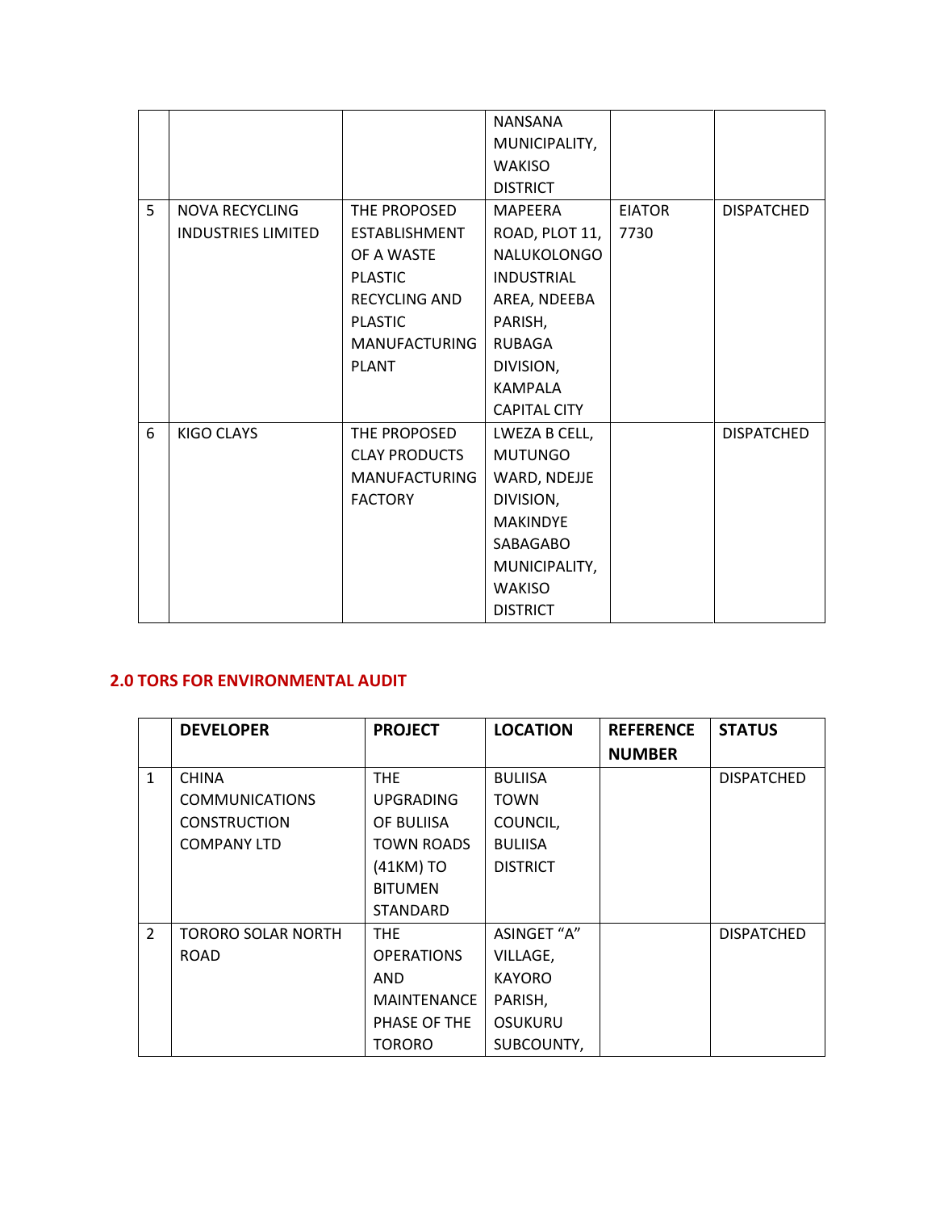| | | | | | |
|---|---|---|---|---|---|
| | | | NANSANA MUNICIPALITY, WAKISO DISTRICT | | |
| 5 | NOVA RECYCLING INDUSTRIES LIMITED | THE PROPOSED ESTABLISHMENT OF A WASTE PLASTIC RECYCLING AND PLASTIC MANUFACTURING PLANT | MAPEERA ROAD, PLOT 11, NALUKOLONGO INDUSTRIAL AREA, NDEEBA PARISH, RUBAGA DIVISION, KAMPALA CAPITAL CITY | EIATOR 7730 | DISPATCHED |
| 6 | KIGO CLAYS | THE PROPOSED CLAY PRODUCTS MANUFACTURING FACTORY | LWEZA B CELL, MUTUNGO WARD, NDEJJE DIVISION, MAKINDYE SABAGABO MUNICIPALITY, WAKISO DISTRICT | | DISPATCHED |

## 2.0 TORS FOR ENVIRONMENTAL AUDIT

| | DEVELOPER | PROJECT | LOCATION | REFERENCE NUMBER | STATUS |
|---|---|---|---|---|---|
| 1 | CHINA COMMUNICATIONS CONSTRUCTION COMPANY LTD | THE UPGRADING OF BULIISA TOWN ROADS (41KM) TO BITUMEN STANDARD | BULIISA TOWN COUNCIL, BULIISA DISTRICT | | DISPATCHED |
| 2 | TORORO SOLAR NORTH ROAD | THE OPERATIONS AND MAINTENANCE PHASE OF THE TORORO | ASINGET "A" VILLAGE, KAYORO PARISH, OSUKURU SUBCOUNTY, | | DISPATCHED |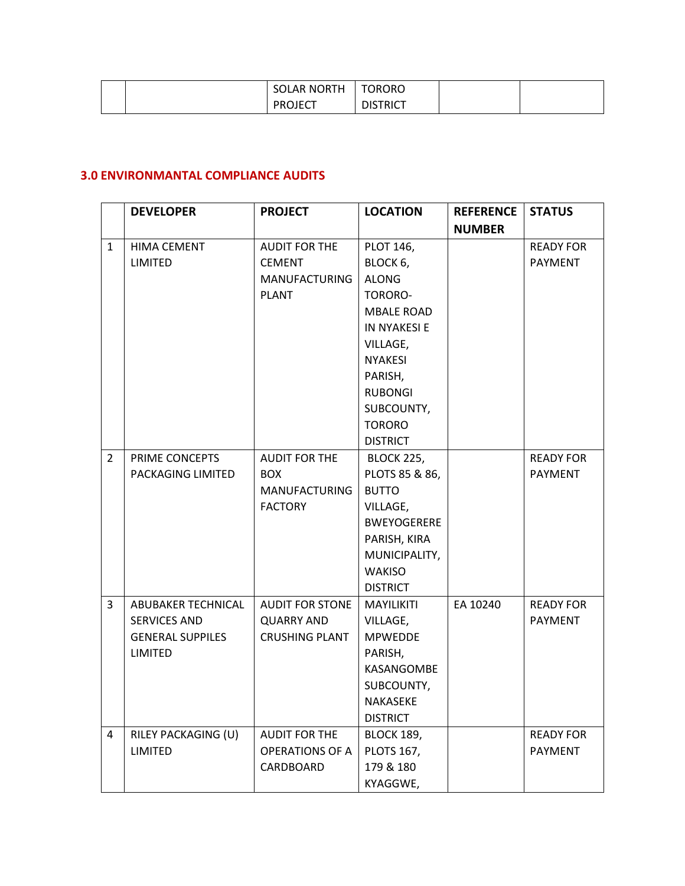| | | SOLAR NORTH PROJECT | TORORO DISTRICT | | |
|---|---|---|---|---|---|

### 3.0 ENVIRONMANTAL COMPLIANCE AUDITS

| | DEVELOPER | PROJECT | LOCATION | REFERENCE NUMBER | STATUS |
|---|---|---|---|---|---|
| 1 | HIMA CEMENT LIMITED | AUDIT FOR THE CEMENT MANUFACTURING PLANT | PLOT 146, BLOCK 6, ALONG TORORO-MBALE ROAD IN NYAKESI E VILLAGE, NYAKESI PARISH, RUBONGI SUBCOUNTY, TORORO DISTRICT | | READY FOR PAYMENT |
| 2 | PRIME CONCEPTS PACKAGING LIMITED | AUDIT FOR THE BOX MANUFACTURING FACTORY | BLOCK 225, PLOTS 85 & 86, BUTTO VILLAGE, BWEYOGERERE PARISH, KIRA MUNICIPALITY, WAKISO DISTRICT | | READY FOR PAYMENT |
| 3 | ABUBAKER TECHNICAL SERVICES AND GENERAL SUPPILES LIMITED | AUDIT FOR STONE QUARRY AND CRUSHING PLANT | MAYILIKITI VILLAGE, MPWEDDE PARISH, KASANGOMBE SUBCOUNTY, NAKASEKE DISTRICT | EA 10240 | READY FOR PAYMENT |
| 4 | RILEY PACKAGING (U) LIMITED | AUDIT FOR THE OPERATIONS OF A CARDBOARD | BLOCK 189, PLOTS 167, 179 & 180 KYAGGWE, | | READY FOR PAYMENT |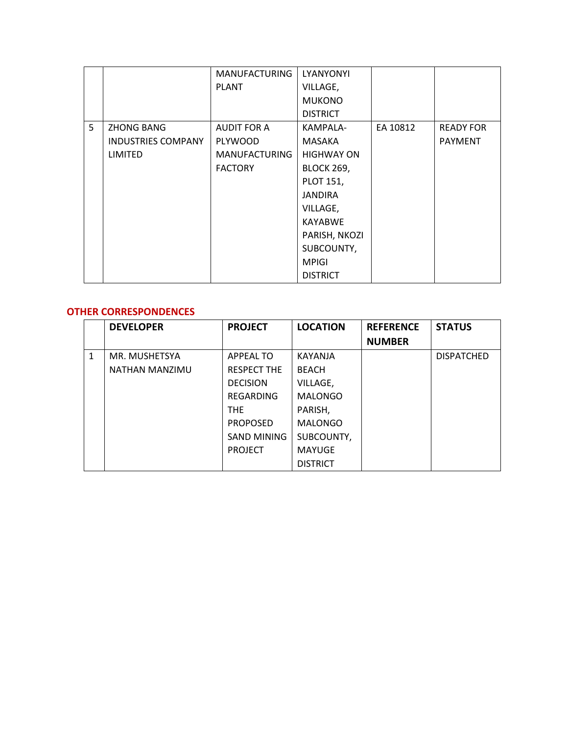| | | | | | |
|---|---|---|---|---|---|
| | | MANUFACTURING PLANT | LYANYONYI VILLAGE, MUKONO DISTRICT | | |
| 5 | ZHONG BANG INDUSTRIES COMPANY LIMITED | AUDIT FOR A PLYWOOD MANUFACTURING FACTORY | KAMPALA-MASAKA HIGHWAY ON BLOCK 269, PLOT 151, JANDIRA VILLAGE, KAYABWE PARISH, NKOZI SUBCOUNTY, MPIGI DISTRICT | EA 10812 | READY FOR PAYMENT |

## OTHER CORRESPONDENCES

| | DEVELOPER | PROJECT | LOCATION | REFERENCE NUMBER | STATUS |
|---|---|---|---|---|---|
| 1 | MR. MUSHETSYA NATHAN MANZIMU | APPEAL TO RESPECT THE DECISION REGARDING THE PROPOSED SAND MINING PROJECT | KAYANJA BEACH VILLAGE, MALONGO PARISH, MALONGO SUBCOUNTY, MAYUGE DISTRICT | | DISPATCHED |